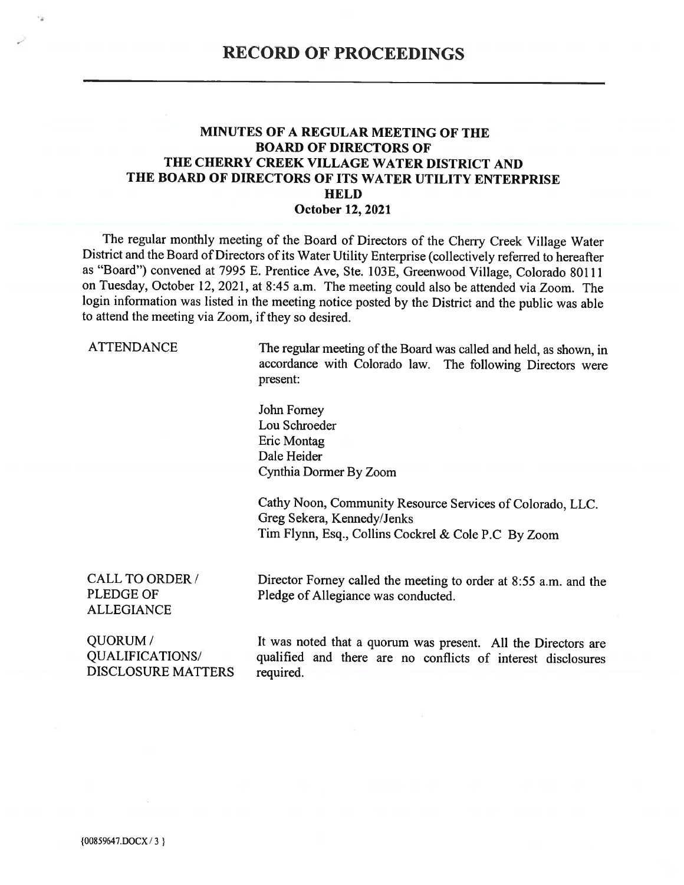# RECORD OF PROCEEDINGS

## MINUTES OF A REGULAR MEETING OF THE BOARD OF DIRECTORS OF THE CHERRY CREEK VILLAGE WATER DISTRICT AND THE BOARD OF DIRECTORS OF ITS WATER UTILITY ENTERPRISE HELD October 12, 2021

The regular monthly meeting of the Board of Directors of the Cherry Creek Village Water District and the Board of Directors of its Water Utility Enterprise (collectively referred to hereafter as "Board") convened at 7995 E. Prentice Ave, Ste. 103E, Greenwood Village, Colorado 80111 on Tuesday, October 12, 2021, at 8:45 a.m. The meeting could also be attended via Zoom. The login information was listed in the meeting notice posted by the District and the public was able to attend the meeting via Zoom, if they so desired.

**ATTENDANCE**

The regular meeting of the Board was called and held, as shown, in accordance with Colorado law. The following Directors were present:

John Forney
Lou Schroeder
Eric Montag
Dale Heider
Cynthia Dormer By Zoom

Cathy Noon, Community Resource Services of Colorado, LLC.
Greg Sekera, Kennedy/Jenks
Tim Flynn, Esq., Collins Cockrel & Cole P.C By Zoom

**CALL TO ORDER / PLEDGE OF ALLEGIANCE**

Director Forney called the meeting to order at 8:55 a.m. and the Pledge of Allegiance was conducted.

**QUORUM / QUALIFICATIONS/ DISCLOSURE MATTERS**

It was noted that a quorum was present. All the Directors are qualified and there are no conflicts of interest disclosures required.

{00859647.DOCX / 3 }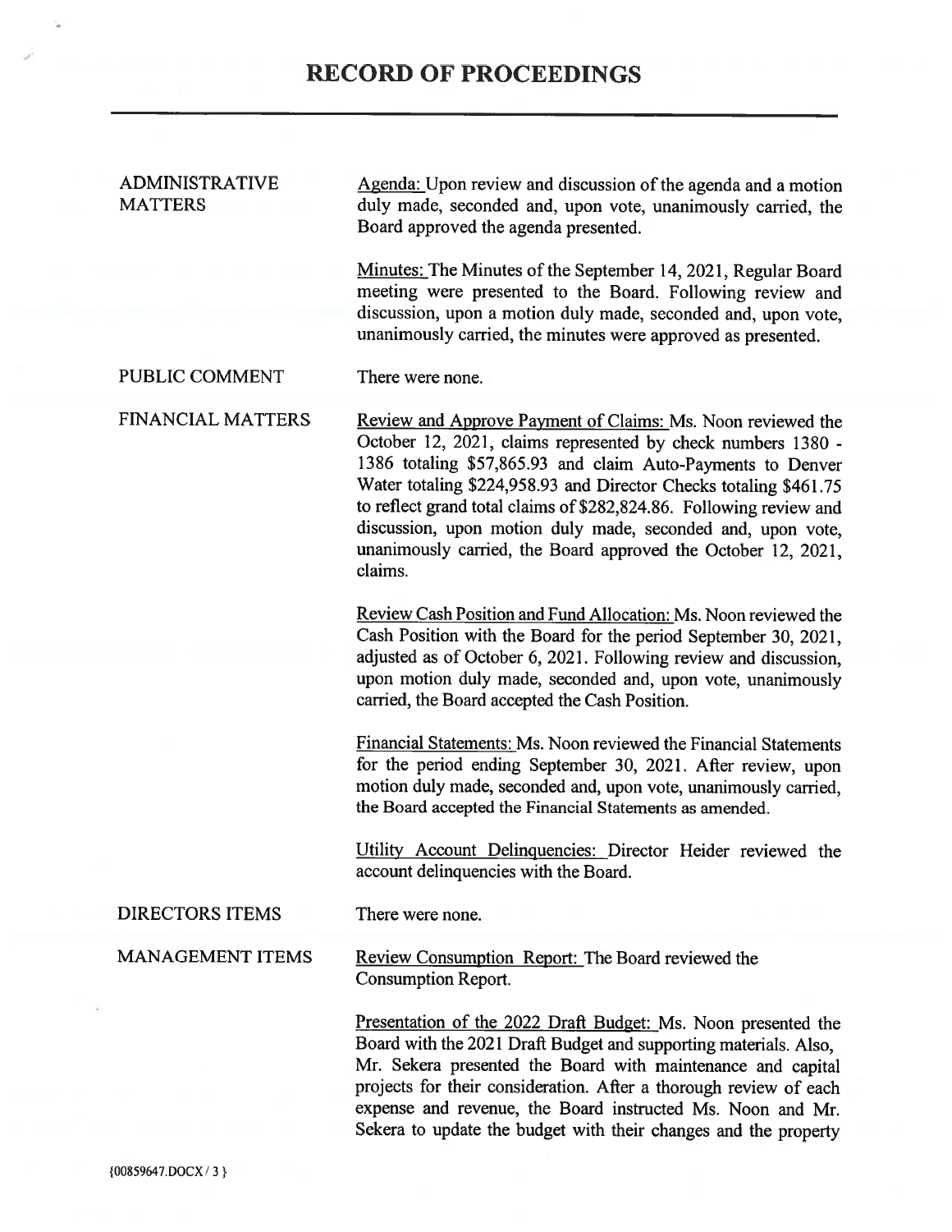# RECORD OF PROCEEDINGS

**ADMINISTRATIVE MATTERS**

Agenda: Upon review and discussion of the agenda and a motion duly made, seconded and, upon vote, unanimously carried, the Board approved the agenda presented.

Minutes: The Minutes of the September 14, 2021, Regular Board meeting were presented to the Board. Following review and discussion, upon a motion duly made, seconded and, upon vote, unanimously carried, the minutes were approved as presented.

**PUBLIC COMMENT**

There were none.

**FINANCIAL MATTERS**

Review and Approve Payment of Claims: Ms. Noon reviewed the October 12, 2021, claims represented by check numbers 1380 - 1386 totaling $57,865.93 and claim Auto-Payments to Denver Water totaling $224,958.93 and Director Checks totaling $461.75 to reflect grand total claims of $282,824.86. Following review and discussion, upon motion duly made, seconded and, upon vote, unanimously carried, the Board approved the October 12, 2021, claims.

Review Cash Position and Fund Allocation: Ms. Noon reviewed the Cash Position with the Board for the period September 30, 2021, adjusted as of October 6, 2021. Following review and discussion, upon motion duly made, seconded and, upon vote, unanimously carried, the Board accepted the Cash Position.

Financial Statements: Ms. Noon reviewed the Financial Statements for the period ending September 30, 2021. After review, upon motion duly made, seconded and, upon vote, unanimously carried, the Board accepted the Financial Statements as amended.

Utility Account Delinquencies: Director Heider reviewed the account delinquencies with the Board.

**DIRECTORS ITEMS**

There were none.

**MANAGEMENT ITEMS**

Review Consumption Report: The Board reviewed the Consumption Report.

Presentation of the 2022 Draft Budget: Ms. Noon presented the Board with the 2021 Draft Budget and supporting materials. Also, Mr. Sekera presented the Board with maintenance and capital projects for their consideration. After a thorough review of each expense and revenue, the Board instructed Ms. Noon and Mr. Sekera to update the budget with their changes and the property

{00859647.DOCX / 3 }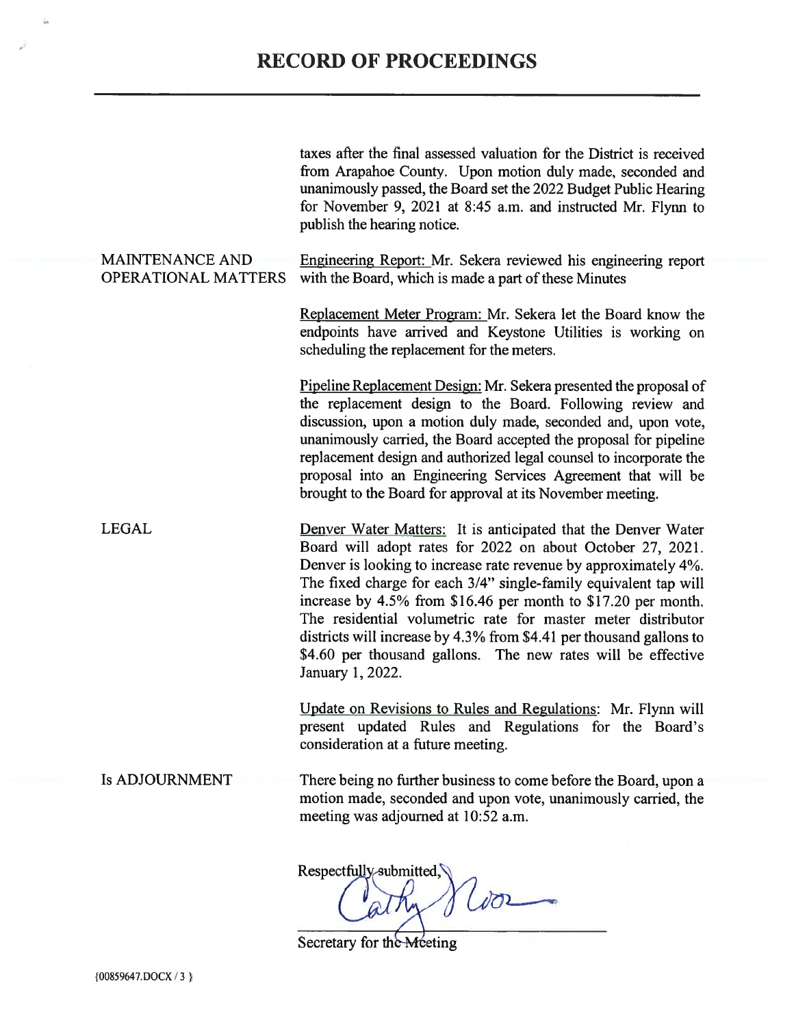# RECORD OF PROCEEDINGS

taxes after the final assessed valuation for the District is received from Arapahoe County. Upon motion duly made, seconded and unanimously passed, the Board set the 2022 Budget Public Hearing for November 9, 2021 at 8:45 a.m. and instructed Mr. Flynn to publish the hearing notice.

**MAINTENANCE AND OPERATIONAL MATTERS**

Engineering Report: Mr. Sekera reviewed his engineering report with the Board, which is made a part of these Minutes

Replacement Meter Program: Mr. Sekera let the Board know the endpoints have arrived and Keystone Utilities is working on scheduling the replacement for the meters.

Pipeline Replacement Design: Mr. Sekera presented the proposal of the replacement design to the Board. Following review and discussion, upon a motion duly made, seconded and, upon vote, unanimously carried, the Board accepted the proposal for pipeline replacement design and authorized legal counsel to incorporate the proposal into an Engineering Services Agreement that will be brought to the Board for approval at its November meeting.

**LEGAL**

Denver Water Matters: It is anticipated that the Denver Water Board will adopt rates for 2022 on about October 27, 2021. Denver is looking to increase rate revenue by approximately 4%. The fixed charge for each 3/4" single-family equivalent tap will increase by 4.5% from $16.46 per month to $17.20 per month. The residential volumetric rate for master meter distributor districts will increase by 4.3% from $4.41 per thousand gallons to $4.60 per thousand gallons. The new rates will be effective January 1, 2022.

Update on Revisions to Rules and Regulations: Mr. Flynn will present updated Rules and Regulations for the Board's consideration at a future meeting.

**Is ADJOURNMENT**

There being no further business to come before the Board, upon a motion made, seconded and upon vote, unanimously carried, the meeting was adjourned at 10:52 a.m.

Respectfully submitted,

Secretary for the Meeting

{00859647.DOCX / 3 }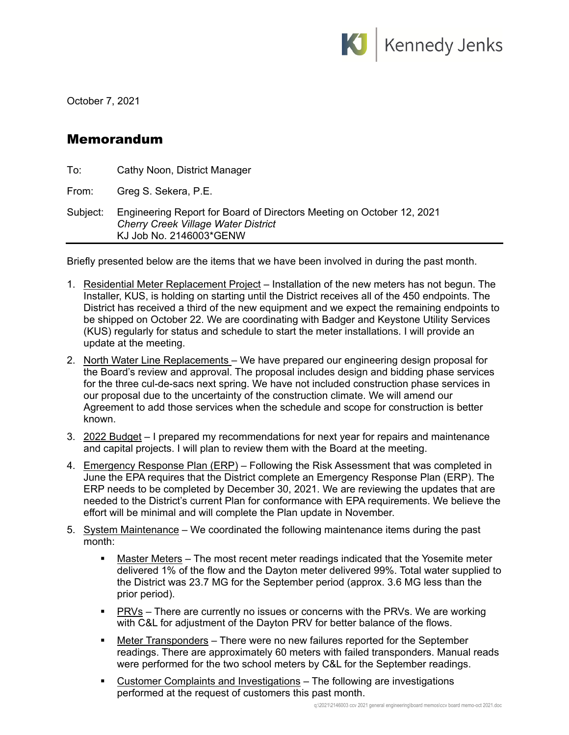October 7, 2021

# Memorandum

To: Cathy Noon, District Manager

From: Greg S. Sekera, P.E.

Subject: Engineering Report for Board of Directors Meeting on October 12, 2021
*Cherry Creek Village Water District*
KJ Job No. 2146003*GENW

Briefly presented below are the items that we have been involved in during the past month.

1. Residential Meter Replacement Project – Installation of the new meters has not begun. The Installer, KUS, is holding on starting until the District receives all of the 450 endpoints. The District has received a third of the new equipment and we expect the remaining endpoints to be shipped on October 22. We are coordinating with Badger and Keystone Utility Services (KUS) regularly for status and schedule to start the meter installations. I will provide an update at the meeting.
2. North Water Line Replacements – We have prepared our engineering design proposal for the Board's review and approval. The proposal includes design and bidding phase services for the three cul-de-sacs next spring. We have not included construction phase services in our proposal due to the uncertainty of the construction climate. We will amend our Agreement to add those services when the schedule and scope for construction is better known.
3. 2022 Budget – I prepared my recommendations for next year for repairs and maintenance and capital projects. I will plan to review them with the Board at the meeting.
4. Emergency Response Plan (ERP) – Following the Risk Assessment that was completed in June the EPA requires that the District complete an Emergency Response Plan (ERP). The ERP needs to be completed by December 30, 2021. We are reviewing the updates that are needed to the District's current Plan for conformance with EPA requirements. We believe the effort will be minimal and will complete the Plan update in November.
5. System Maintenance – We coordinated the following maintenance items during the past month:
   - Master Meters – The most recent meter readings indicated that the Yosemite meter delivered 1% of the flow and the Dayton meter delivered 99%. Total water supplied to the District was 23.7 MG for the September period (approx. 3.6 MG less than the prior period).
   - PRVs – There are currently no issues or concerns with the PRVs. We are working with C&L for adjustment of the Dayton PRV for better balance of the flows.
   - Meter Transponders – There were no new failures reported for the September readings. There are approximately 60 meters with failed transponders. Manual reads were performed for the two school meters by C&L for the September readings.
   - Customer Complaints and Investigations – The following are investigations performed at the request of customers this past month.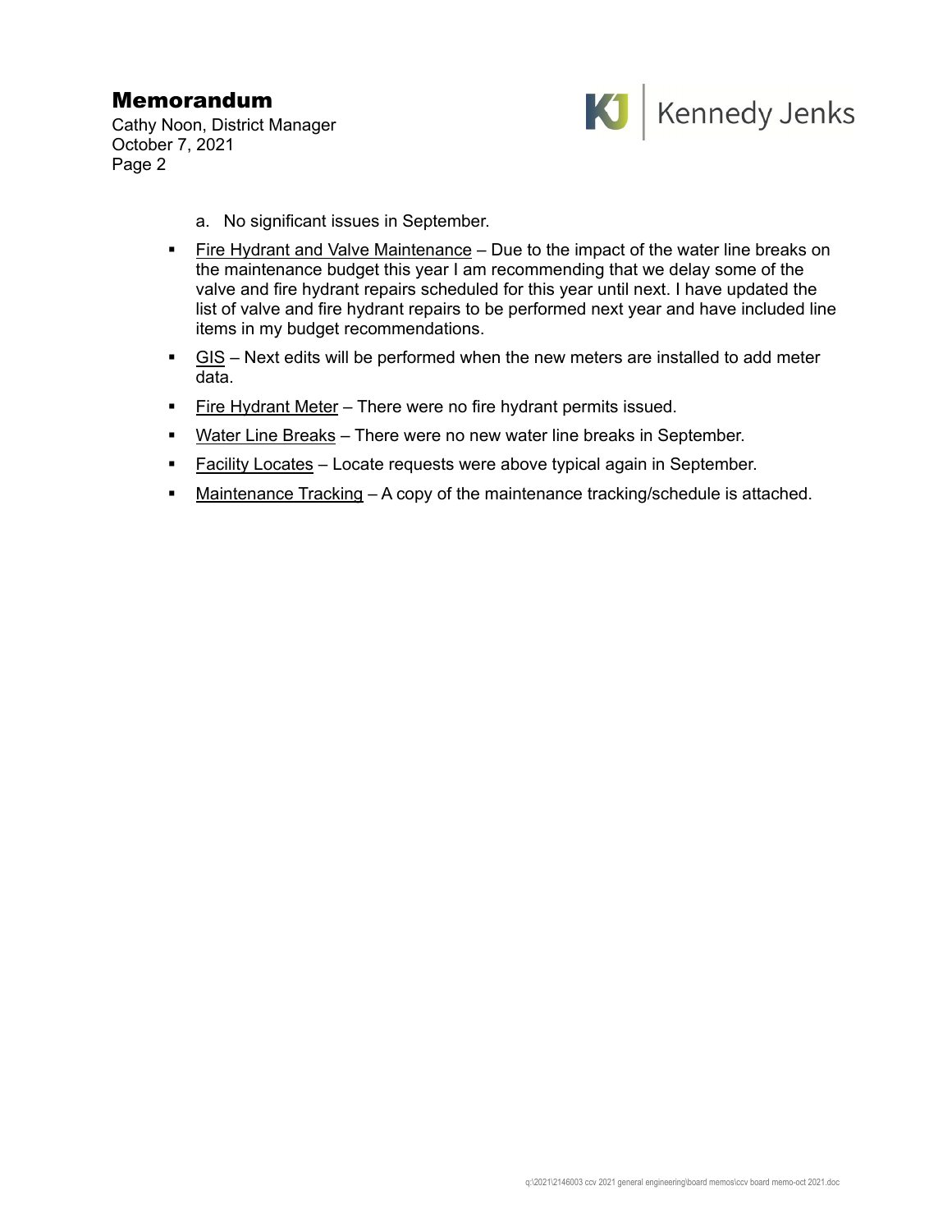a. No significant issues in September.

- Fire Hydrant and Valve Maintenance – Due to the impact of the water line breaks on the maintenance budget this year I am recommending that we delay some of the valve and fire hydrant repairs scheduled for this year until next. I have updated the list of valve and fire hydrant repairs to be performed next year and have included line items in my budget recommendations.
- GIS – Next edits will be performed when the new meters are installed to add meter data.
- Fire Hydrant Meter – There were no fire hydrant permits issued.
- Water Line Breaks – There were no new water line breaks in September.
- Facility Locates – Locate requests were above typical again in September.
- Maintenance Tracking – A copy of the maintenance tracking/schedule is attached.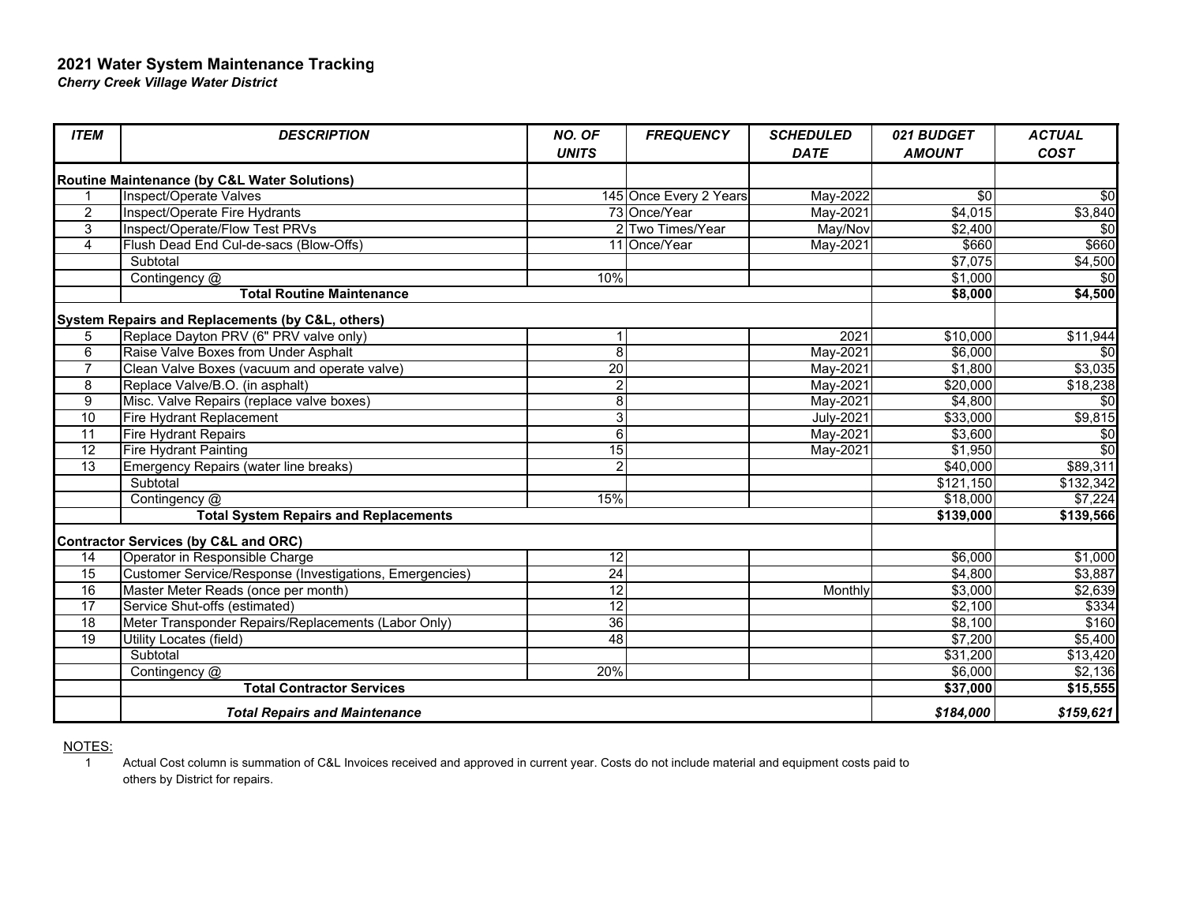## 2021 Water System Maintenance Tracking

*Cherry Creek Village Water District*

| ***ITEM*** | ***DESCRIPTION*** | ***NO. OF UNITS*** | ***FREQUENCY*** | ***SCHEDULED DATE*** | ***021 BUDGET AMOUNT*** | ***ACTUAL COST*** |
|---|---|---|---|---|---|---|
| **Routine Maintenance (by C&L Water Solutions)** | | | | | | |
| 1 | Inspect/Operate Valves | 145 | Once Every 2 Years | May-2022 | $0 | $0 |
| 2 | Inspect/Operate Fire Hydrants | 73 | Once/Year | May-2021 | $4,015 | $3,840 |
| 3 | Inspect/Operate/Flow Test PRVs | 2 | Two Times/Year | May/Nov | $2,400 | $0 |
| 4 | Flush Dead End Cul-de-sacs (Blow-Offs) | 11 | Once/Year | May-2021 | $660 | $660 |
| | Subtotal | | | | $7,075 | $4,500 |
| | Contingency @ | 10% | | | $1,000 | $0 |
| | **Total Routine Maintenance** | | | | **$8,000** | **$4,500** |
| **System Repairs and Replacements (by C&L, others)** | | | | | | |
| 5 | Replace Dayton PRV (6" PRV valve only) | 1 | | 2021 | $10,000 | $11,944 |
| 6 | Raise Valve Boxes from Under Asphalt | 8 | | May-2021 | $6,000 | $0 |
| 7 | Clean Valve Boxes (vacuum and operate valve) | 20 | | May-2021 | $1,800 | $3,035 |
| 8 | Replace Valve/B.O. (in asphalt) | 2 | | May-2021 | $20,000 | $18,238 |
| 9 | Misc. Valve Repairs (replace valve boxes) | 8 | | May-2021 | $4,800 | $0 |
| 10 | Fire Hydrant Replacement | 3 | | July-2021 | $33,000 | $9,815 |
| 11 | Fire Hydrant Repairs | 6 | | May-2021 | $3,600 | $0 |
| 12 | Fire Hydrant Painting | 15 | | May-2021 | $1,950 | $0 |
| 13 | Emergency Repairs (water line breaks) | 2 | | | $40,000 | $89,311 |
| | Subtotal | | | | $121,150 | $132,342 |
| | Contingency @ | 15% | | | $18,000 | $7,224 |
| | **Total System Repairs and Replacements** | | | | **$139,000** | **$139,566** |
| **Contractor Services (by C&L and ORC)** | | | | | | |
| 14 | Operator in Responsible Charge | 12 | | | $6,000 | $1,000 |
| 15 | Customer Service/Response (Investigations, Emergencies) | 24 | | | $4,800 | $3,887 |
| 16 | Master Meter Reads (once per month) | 12 | | Monthly | $3,000 | $2,639 |
| 17 | Service Shut-offs (estimated) | 12 | | | $2,100 | $334 |
| 18 | Meter Transponder Repairs/Replacements (Labor Only) | 36 | | | $8,100 | $160 |
| 19 | Utility Locates (field) | 48 | | | $7,200 | $5,400 |
| | Subtotal | | | | $31,200 | $13,420 |
| | Contingency @ | 20% | | | $6,000 | $2,136 |
| | **Total Contractor Services** | | | | **$37,000** | **$15,555** |
| | ***Total Repairs and Maintenance*** | | | | ***$184,000*** | ***$159,621*** |

NOTES:

1. Actual Cost column is summation of C&L Invoices received and approved in current year. Costs do not include material and equipment costs paid to others by District for repairs.